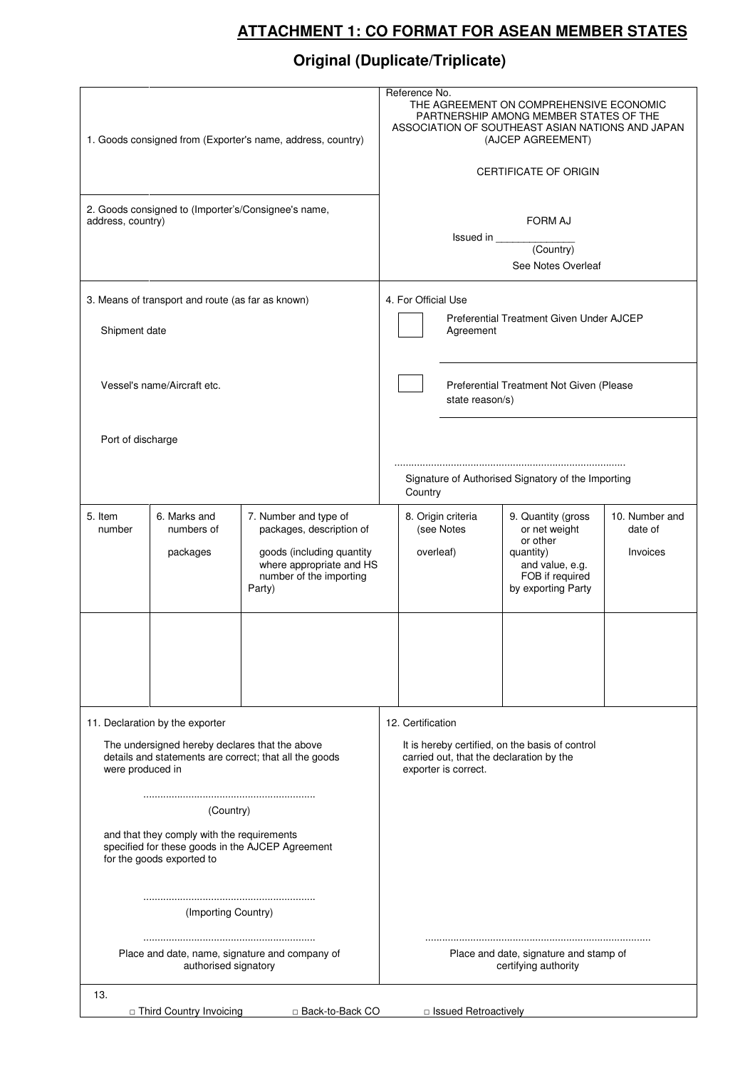# ATTACHMENT 1: CO FORMAT FOR ASEAN MEMBER STATES

## Original (Duplicate/Triplicate)

| 1. Goods consigned from (Exporter's name, address, country) | Reference No.<br>THE AGREEMENT ON COMPREHENSIVE ECONOMIC PARTNERSHIP AMONG MEMBER STATES OF THE ASSOCIATION OF SOUTHEAST ASIAN NATIONS AND JAPAN (AJCEP AGREEMENT)<br><br>CERTIFICATE OF ORIGIN |
|---|---|
| 2. Goods consigned to (Importer's/Consignee's name, address, country) | FORM AJ<br>Issued in ______________<br>(Country)<br>See Notes Overleaf |
| 3. Means of transport and route (as far as known)<br><br>Shipment date<br><br>Vessel's name/Aircraft etc.<br><br>Port of discharge | 4. For Official Use<br>☐ Preferential Treatment Given Under AJCEP Agreement<br><br>☐ Preferential Treatment Not Given (Please state reason/s)<br><br>.................................................................................<br>Signature of Authorised Signatory of the Importing Country |

| 5. Item number | 6. Marks and numbers of packages | 7. Number and type of packages, description of goods (including quantity where appropriate and HS number of the importing Party) | 8. Origin criteria (see Notes overleaf) | 9. Quantity (gross or net weight or other quantity) and value, e.g. FOB if required by exporting Party | 10. Number and date of Invoices |
|---|---|---|---|---|---|
| | | | | | |

| 11. Declaration by the exporter | 12. Certification |
|---|---|
| The undersigned hereby declares that the above details and statements are correct; that all the goods were produced in<br><br>............................................................<br>(Country)<br><br>and that they comply with the requirements specified for these goods in the AJCEP Agreement for the goods exported to<br><br>............................................................<br>(Importing Country)<br><br>............................................................<br>Place and date, name, signature and company of authorised signatory | It is hereby certified, on the basis of control carried out, that the declaration by the exporter is correct.<br><br>..............................................................................<br>Place and date, signature and stamp of certifying authority |

13.

☐ Third Country Invoicing    ☐ Back-to-Back CO    ☐ Issued Retroactively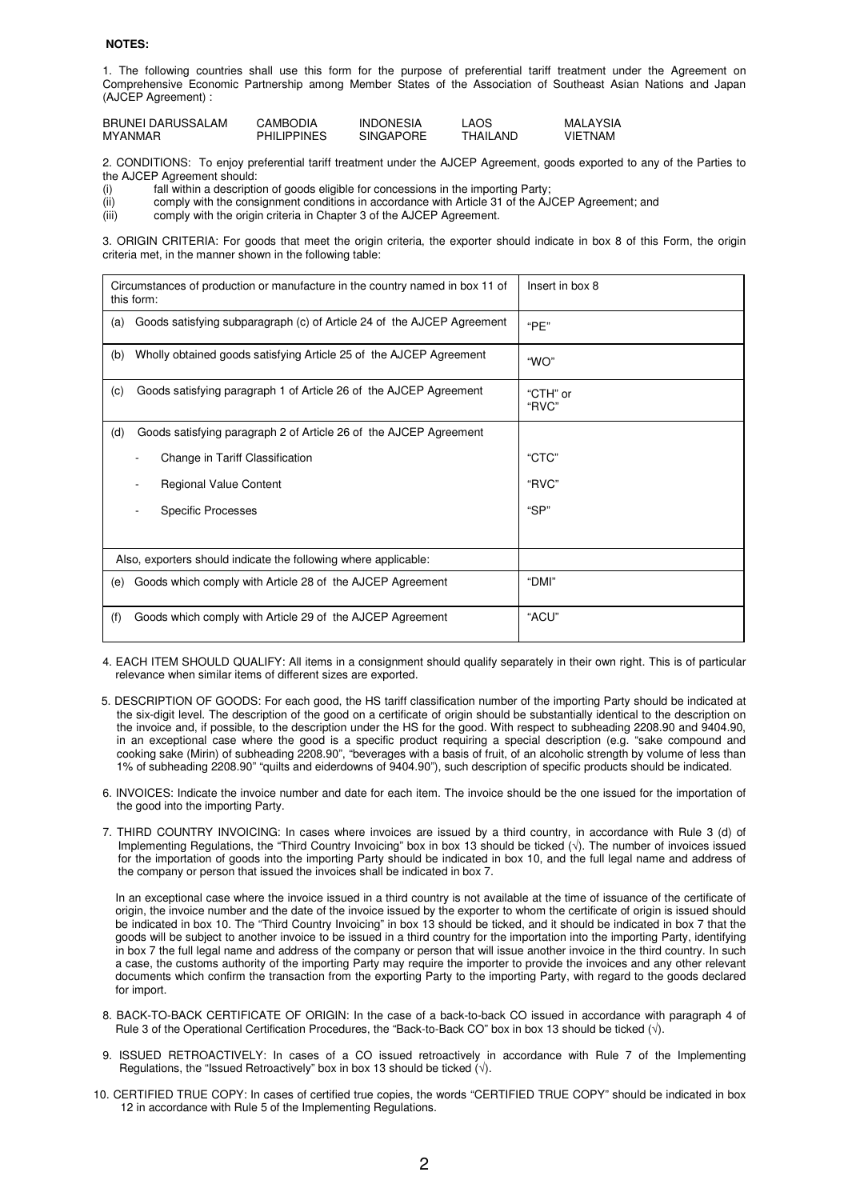**NOTES:**

1. The following countries shall use this form for the purpose of preferential tariff treatment under the Agreement on Comprehensive Economic Partnership among Member States of the Association of Southeast Asian Nations and Japan (AJCEP Agreement) :

| | | | | |
|---|---|---|---|---|
| BRUNEI DARUSSALAM | CAMBODIA | INDONESIA | LAOS | MALAYSIA |
| MYANMAR | PHILIPPINES | SINGAPORE | THAILAND | VIETNAM |

2. CONDITIONS: To enjoy preferential tariff treatment under the AJCEP Agreement, goods exported to any of the Parties to the AJCEP Agreement should:
   - (i) fall within a description of goods eligible for concessions in the importing Party;
   - (ii) comply with the consignment conditions in accordance with Article 31 of the AJCEP Agreement; and
   - (iii) comply with the origin criteria in Chapter 3 of the AJCEP Agreement.

3. ORIGIN CRITERIA: For goods that meet the origin criteria, the exporter should indicate in box 8 of this Form, the origin criteria met, in the manner shown in the following table:

| Circumstances of production or manufacture in the country named in box 11 of this form: | Insert in box 8 |
|---|---|
| (a) Goods satisfying subparagraph (c) of Article 24 of the AJCEP Agreement | "PE" |
| (b) Wholly obtained goods satisfying Article 25 of the AJCEP Agreement | "WO" |
| (c) Goods satisfying paragraph 1 of Article 26 of the AJCEP Agreement | "CTH" or "RVC" |
| (d) Goods satisfying paragraph 2 of Article 26 of the AJCEP Agreement | |
| - Change in Tariff Classification | "CTC" |
| - Regional Value Content | "RVC" |
| - Specific Processes | "SP" |
| Also, exporters should indicate the following where applicable: | |
| (e) Goods which comply with Article 28 of the AJCEP Agreement | "DMI" |
| (f) Goods which comply with Article 29 of the AJCEP Agreement | "ACU" |

4. EACH ITEM SHOULD QUALIFY: All items in a consignment should qualify separately in their own right. This is of particular relevance when similar items of different sizes are exported.

5. DESCRIPTION OF GOODS: For each good, the HS tariff classification number of the importing Party should be indicated at the six-digit level. The description of the good on a certificate of origin should be substantially identical to the description on the invoice and, if possible, to the description under the HS for the good. With respect to subheading 2208.90 and 9404.90, in an exceptional case where the good is a specific product requiring a special description (e.g. "sake compound and cooking sake (Mirin) of subheading 2208.90", "beverages with a basis of fruit, of an alcoholic strength by volume of less than 1% of subheading 2208.90" "quilts and eiderdowns of 9404.90"), such description of specific products should be indicated.

6. INVOICES: Indicate the invoice number and date for each item. The invoice should be the one issued for the importation of the good into the importing Party.

7. THIRD COUNTRY INVOICING: In cases where invoices are issued by a third country, in accordance with Rule 3 (d) of Implementing Regulations, the "Third Country Invoicing" box in box 13 should be ticked (√). The number of invoices issued for the importation of goods into the importing Party should be indicated in box 10, and the full legal name and address of the company or person that issued the invoices shall be indicated in box 7.

   In an exceptional case where the invoice issued in a third country is not available at the time of issuance of the certificate of origin, the invoice number and the date of the invoice issued by the exporter to whom the certificate of origin is issued should be indicated in box 10. The "Third Country Invoicing" box in box 13 should be ticked, and it should be indicated in box 7 that the goods will be subject to another invoice to be issued in a third country for the importation into the importing Party, identifying in box 7 the full legal name and address of the company or person that will issue another invoice in the third country. In such a case, the customs authority of the importing Party may require the importer to provide the invoices and any other relevant documents which confirm the transaction from the exporting Party to the importing Party, with regard to the goods declared for import.

8. BACK-TO-BACK CERTIFICATE OF ORIGIN: In the case of a back-to-back CO issued in accordance with paragraph 4 of Rule 3 of the Operational Certification Procedures, the "Back-to-Back CO" box in box 13 should be ticked (√).

9. ISSUED RETROACTIVELY: In cases of a CO issued retroactively in accordance with Rule 7 of the Implementing Regulations, the "Issued Retroactively" box in box 13 should be ticked (√).

10. CERTIFIED TRUE COPY: In cases of certified true copies, the words "CERTIFIED TRUE COPY" should be indicated in box 12 in accordance with Rule 5 of the Implementing Regulations.